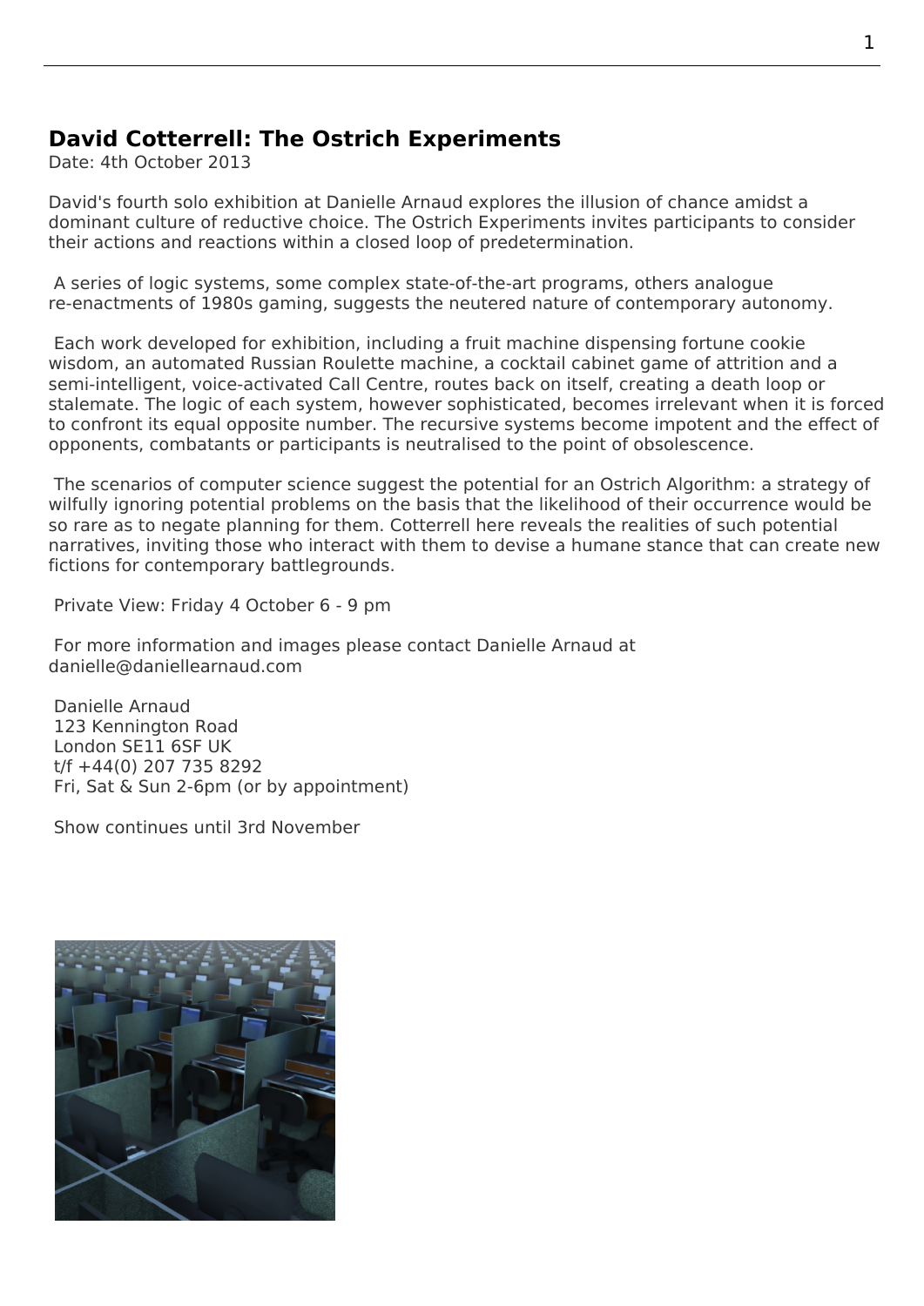## David Cotterrell: The Ostrich Experiments

Date: 4th October 2013

David's fourth solo exhibition at Danielle Arnaud explores the illusion of chance amidst a dominant culture of reductive choice. The Ostrich Experiments invites participants to consider their actions and reactions within a closed loop of predetermination.

A series of logic systems, some complex state-of-the-art programs, others analogue re-enactments of 1980s gaming, suggests the neutered nature of contemporary autonomy.

Each work developed for exhibition, including a fruit machine dispensing fortune cookie wisdom, an automated Russian Roulette machine, a cocktail cabinet game of attrition and a semi-intelligent, voice-activated Call Centre, routes back on itself, creating a death loop or stalemate. The logic of each system, however sophisticated, becomes irrelevant when it is forced to confront its equal opposite number. The recursive systems become impotent and the effect of opponents, combatants or participants is neutralised to the point of obsolescence.

The scenarios of computer science suggest the potential for an Ostrich Algorithm: a strategy of wilfully ignoring potential problems on the basis that the likelihood of their occurrence would be so rare as to negate planning for them. Cotterrell here reveals the realities of such potential narratives, inviting those who interact with them to devise a humane stance that can create new fictions for contemporary battlegrounds.

Private View: Friday 4 October 6 - 9 pm

For more information and images please contact Danielle Arnaud at danielle@daniellearnaud.com

Danielle Arnaud
123 Kennington Road
London SE11 6SF UK
t/f +44(0) 207 735 8292
Fri, Sat & Sun 2-6pm (or by appointment)

Show continues until 3rd November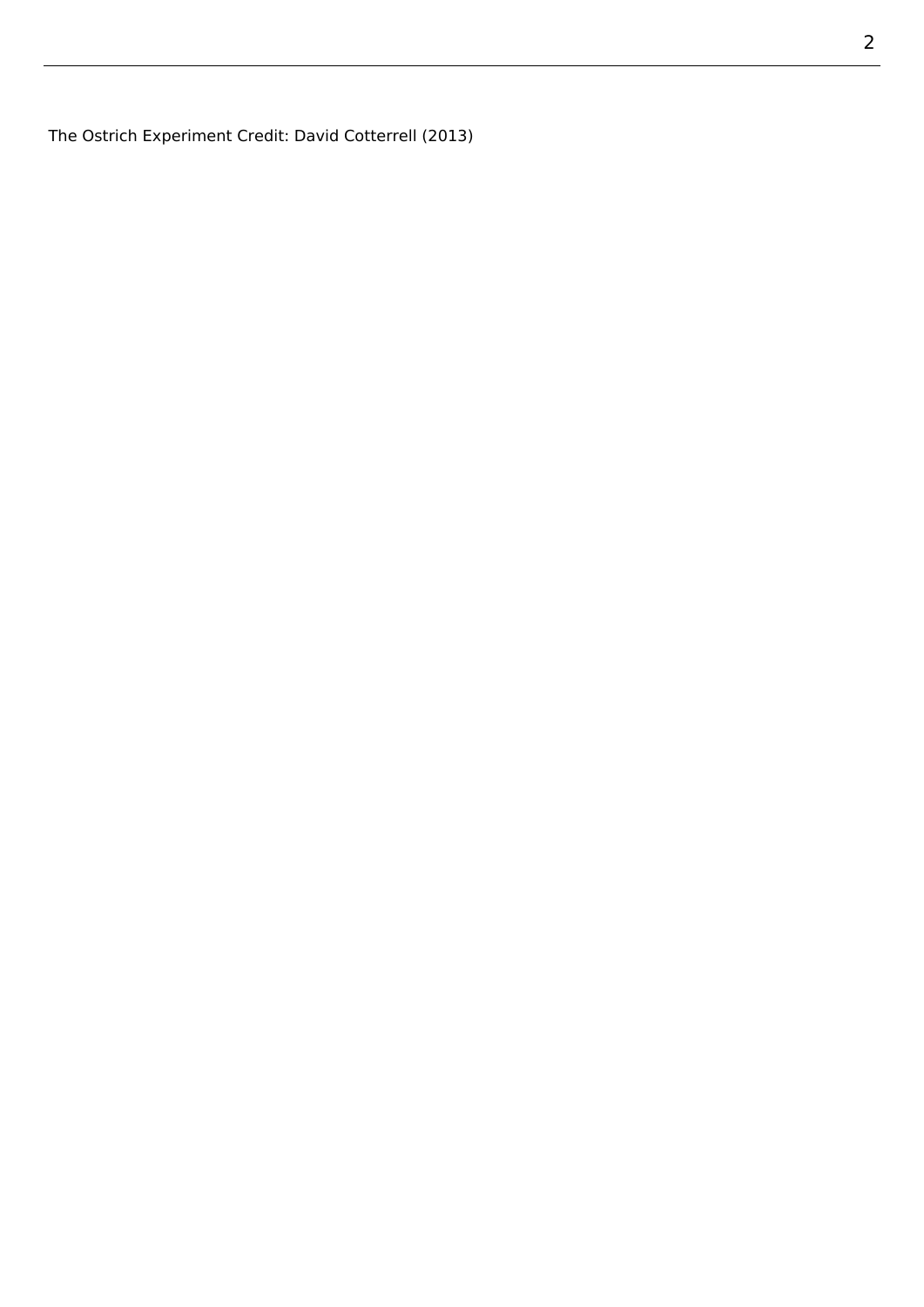The Ostrich Experiment Credit: David Cotterrell (2013)